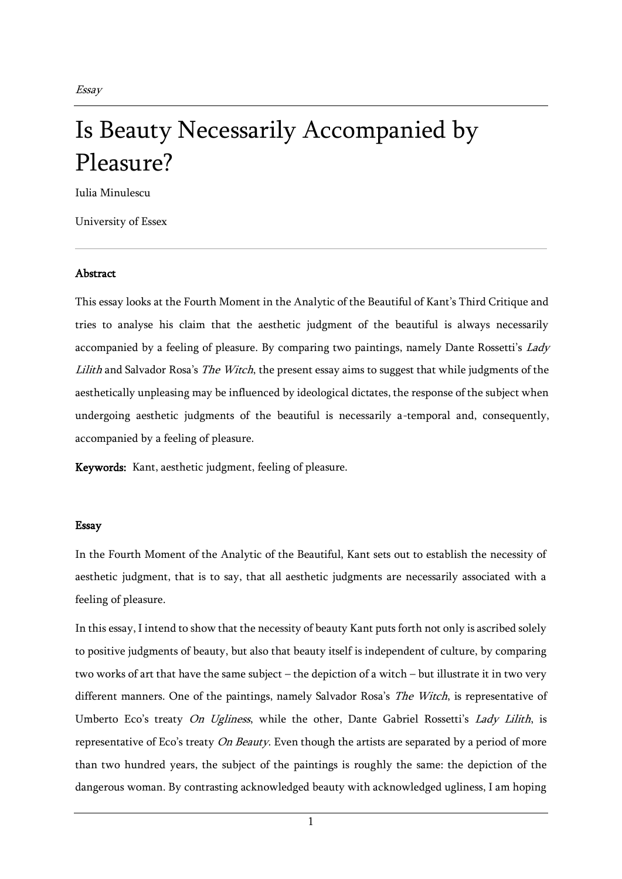*Essay*

# Is Beauty Necessarily Accompanied by Pleasure?

Iulia Minulescu

University of Essex

**Abstract**

This essay looks at the Fourth Moment in the Analytic of the Beautiful of Kant's Third Critique and tries to analyse his claim that the aesthetic judgment of the beautiful is always necessarily accompanied by a feeling of pleasure. By comparing two paintings, namely Dante Rossetti's *Lady Lilith* and Salvador Rosa's *The Witch*, the present essay aims to suggest that while judgments of the aesthetically unpleasing may be influenced by ideological dictates, the response of the subject when undergoing aesthetic judgments of the beautiful is necessarily a-temporal and, consequently, accompanied by a feeling of pleasure.

**Keywords:** Kant, aesthetic judgment, feeling of pleasure.

**Essay**

In the Fourth Moment of the Analytic of the Beautiful, Kant sets out to establish the necessity of aesthetic judgment, that is to say, that all aesthetic judgments are necessarily associated with a feeling of pleasure.

In this essay, I intend to show that the necessity of beauty Kant puts forth not only is ascribed solely to positive judgments of beauty, but also that beauty itself is independent of culture, by comparing two works of art that have the same subject – the depiction of a witch – but illustrate it in two very different manners. One of the paintings, namely Salvador Rosa's *The Witch*, is representative of Umberto Eco's treaty *On Ugliness*, while the other, Dante Gabriel Rossetti's *Lady Lilith*, is representative of Eco's treaty *On Beauty*. Even though the artists are separated by a period of more than two hundred years, the subject of the paintings is roughly the same: the depiction of the dangerous woman. By contrasting acknowledged beauty with acknowledged ugliness, I am hoping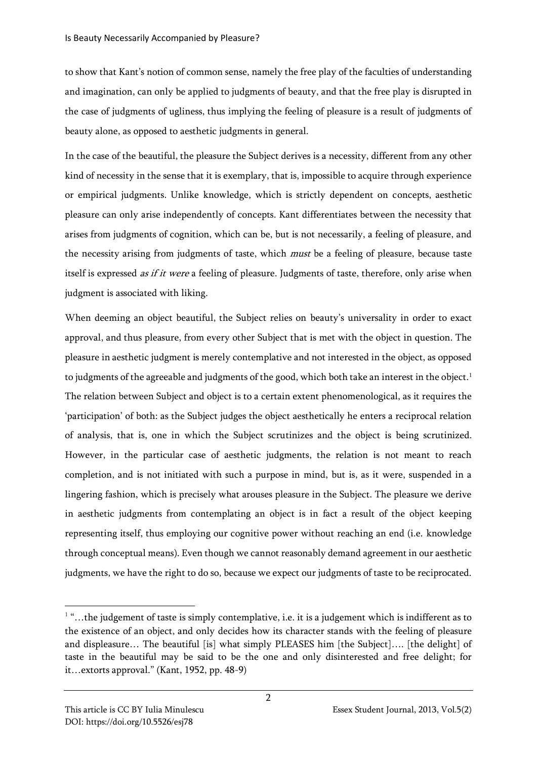to show that Kant's notion of common sense, namely the free play of the faculties of understanding and imagination, can only be applied to judgments of beauty, and that the free play is disrupted in the case of judgments of ugliness, thus implying the feeling of pleasure is a result of judgments of beauty alone, as opposed to aesthetic judgments in general.

In the case of the beautiful, the pleasure the Subject derives is a necessity, different from any other kind of necessity in the sense that it is exemplary, that is, impossible to acquire through experience or empirical judgments. Unlike knowledge, which is strictly dependent on concepts, aesthetic pleasure can only arise independently of concepts. Kant differentiates between the necessity that arises from judgments of cognition, which can be, but is not necessarily, a feeling of pleasure, and the necessity arising from judgments of taste, which *must* be a feeling of pleasure, because taste itself is expressed *as if it were* a feeling of pleasure. Judgments of taste, therefore, only arise when judgment is associated with liking.

When deeming an object beautiful, the Subject relies on beauty's universality in order to exact approval, and thus pleasure, from every other Subject that is met with the object in question. The pleasure in aesthetic judgment is merely contemplative and not interested in the object, as opposed to judgments of the agreeable and judgments of the good, which both take an interest in the object.[1] The relation between Subject and object is to a certain extent phenomenological, as it requires the 'participation' of both: as the Subject judges the object aesthetically he enters a reciprocal relation of analysis, that is, one in which the Subject scrutinizes and the object is being scrutinized. However, in the particular case of aesthetic judgments, the relation is not meant to reach completion, and is not initiated with such a purpose in mind, but is, as it were, suspended in a lingering fashion, which is precisely what arouses pleasure in the Subject. The pleasure we derive in aesthetic judgments from contemplating an object is in fact a result of the object keeping representing itself, thus employing our cognitive power without reaching an end (i.e. knowledge through conceptual means). Even though we cannot reasonably demand agreement in our aesthetic judgments, we have the right to do so, because we expect our judgments of taste to be reciprocated.

---

[1] "…the judgement of taste is simply contemplative, i.e. it is a judgement which is indifferent as to the existence of an object, and only decides how its character stands with the feeling of pleasure and displeasure… The beautiful [is] what simply PLEASES him [the Subject]…. [the delight] of taste in the beautiful may be said to be the one and only disinterested and free delight; for it…extorts approval." (Kant, 1952, pp. 48-9)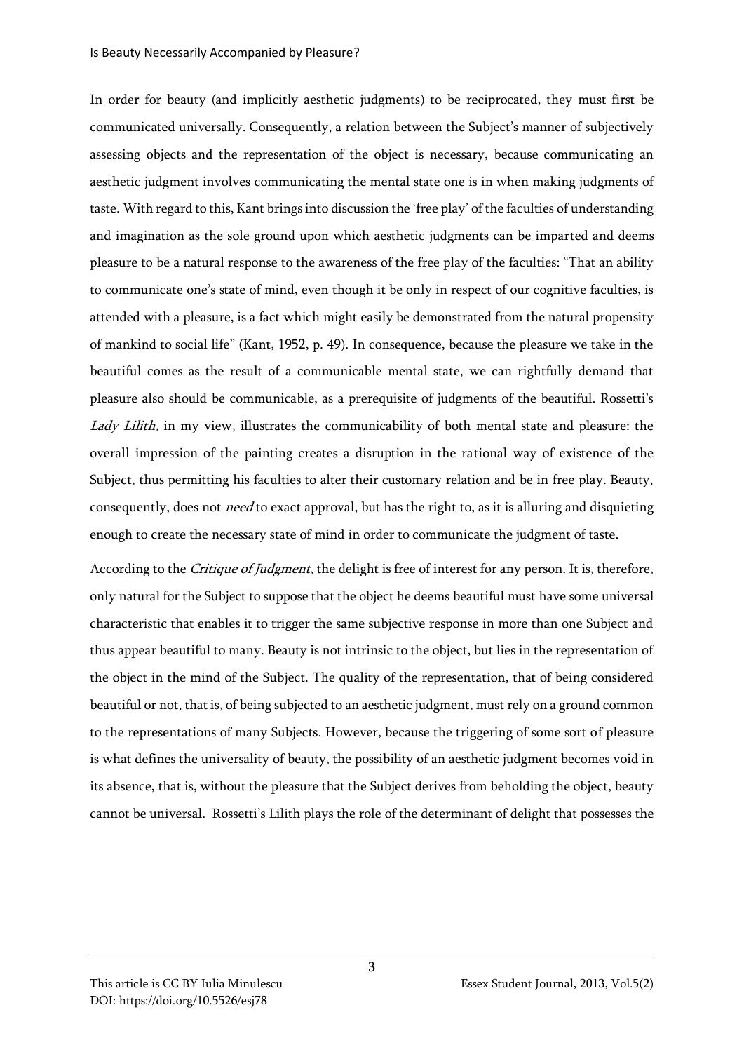In order for beauty (and implicitly aesthetic judgments) to be reciprocated, they must first be communicated universally. Consequently, a relation between the Subject's manner of subjectively assessing objects and the representation of the object is necessary, because communicating an aesthetic judgment involves communicating the mental state one is in when making judgments of taste. With regard to this, Kant brings into discussion the 'free play' of the faculties of understanding and imagination as the sole ground upon which aesthetic judgments can be imparted and deems pleasure to be a natural response to the awareness of the free play of the faculties: "That an ability to communicate one's state of mind, even though it be only in respect of our cognitive faculties, is attended with a pleasure, is a fact which might easily be demonstrated from the natural propensity of mankind to social life" (Kant, 1952, p. 49). In consequence, because the pleasure we take in the beautiful comes as the result of a communicable mental state, we can rightfully demand that pleasure also should be communicable, as a prerequisite of judgments of the beautiful. Rossetti's *Lady Lilith,* in my view, illustrates the communicability of both mental state and pleasure: the overall impression of the painting creates a disruption in the rational way of existence of the Subject, thus permitting his faculties to alter their customary relation and be in free play. Beauty, consequently, does not *need* to exact approval, but has the right to, as it is alluring and disquieting enough to create the necessary state of mind in order to communicate the judgment of taste.

According to the *Critique of Judgment*, the delight is free of interest for any person. It is, therefore, only natural for the Subject to suppose that the object he deems beautiful must have some universal characteristic that enables it to trigger the same subjective response in more than one Subject and thus appear beautiful to many. Beauty is not intrinsic to the object, but lies in the representation of the object in the mind of the Subject. The quality of the representation, that of being considered beautiful or not, that is, of being subjected to an aesthetic judgment, must rely on a ground common to the representations of many Subjects. However, because the triggering of some sort of pleasure is what defines the universality of beauty, the possibility of an aesthetic judgment becomes void in its absence, that is, without the pleasure that the Subject derives from beholding the object, beauty cannot be universal. Rossetti's Lilith plays the role of the determinant of delight that possesses the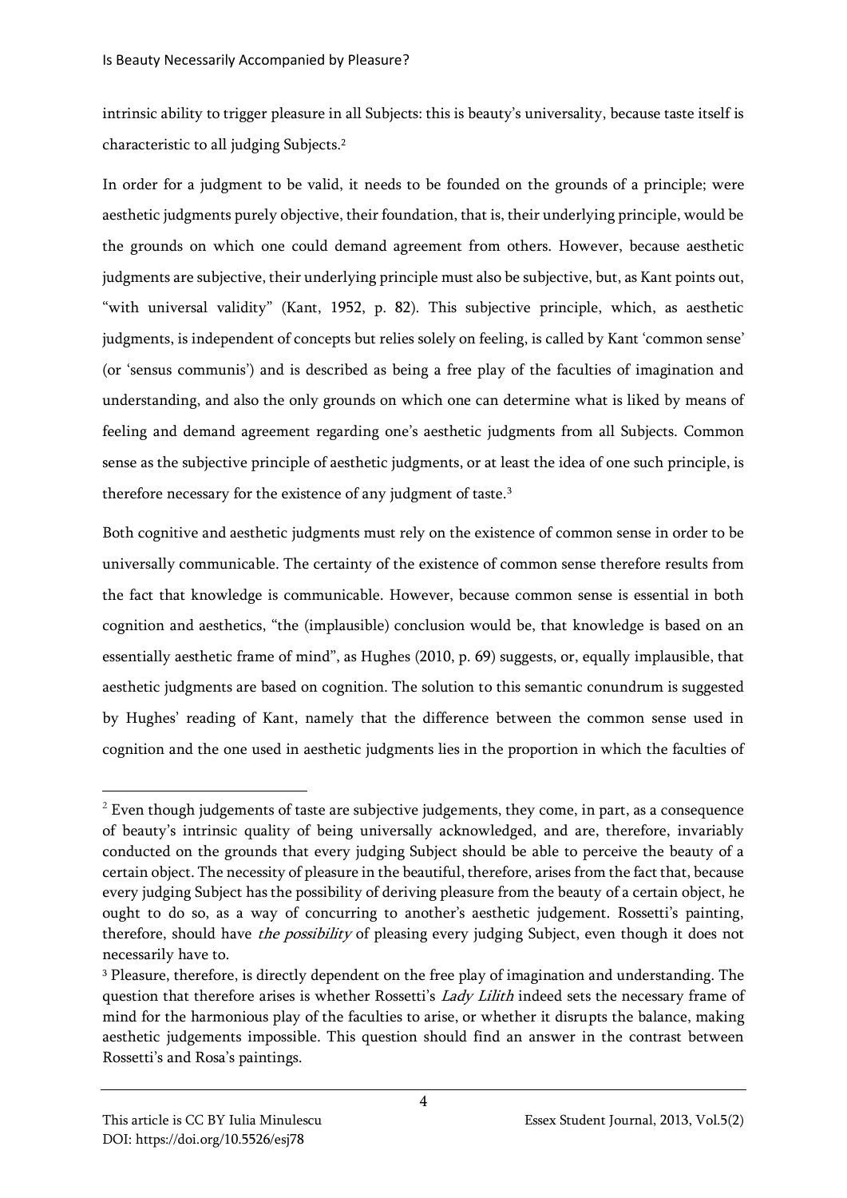intrinsic ability to trigger pleasure in all Subjects: this is beauty's universality, because taste itself is characteristic to all judging Subjects.[2]

In order for a judgment to be valid, it needs to be founded on the grounds of a principle; were aesthetic judgments purely objective, their foundation, that is, their underlying principle, would be the grounds on which one could demand agreement from others. However, because aesthetic judgments are subjective, their underlying principle must also be subjective, but, as Kant points out, "with universal validity" (Kant, 1952, p. 82). This subjective principle, which, as aesthetic judgments, is independent of concepts but relies solely on feeling, is called by Kant 'common sense' (or 'sensus communis') and is described as being a free play of the faculties of imagination and understanding, and also the only grounds on which one can determine what is liked by means of feeling and demand agreement regarding one's aesthetic judgments from all Subjects. Common sense as the subjective principle of aesthetic judgments, or at least the idea of one such principle, is therefore necessary for the existence of any judgment of taste.[3]

Both cognitive and aesthetic judgments must rely on the existence of common sense in order to be universally communicable. The certainty of the existence of common sense therefore results from the fact that knowledge is communicable. However, because common sense is essential in both cognition and aesthetics, "the (implausible) conclusion would be, that knowledge is based on an essentially aesthetic frame of mind", as Hughes (2010, p. 69) suggests, or, equally implausible, that aesthetic judgments are based on cognition. The solution to this semantic conundrum is suggested by Hughes' reading of Kant, namely that the difference between the common sense used in cognition and the one used in aesthetic judgments lies in the proportion in which the faculties of

---

[2] Even though judgements of taste are subjective judgements, they come, in part, as a consequence of beauty's intrinsic quality of being universally acknowledged, and are, therefore, invariably conducted on the grounds that every judging Subject should be able to perceive the beauty of a certain object. The necessity of pleasure in the beautiful, therefore, arises from the fact that, because every judging Subject has the possibility of deriving pleasure from the beauty of a certain object, he ought to do so, as a way of concurring to another's aesthetic judgement. Rossetti's painting, therefore, should have *the possibility* of pleasing every judging Subject, even though it does not necessarily have to.

[3] Pleasure, therefore, is directly dependent on the free play of imagination and understanding. The question that therefore arises is whether Rossetti's *Lady Lilith* indeed sets the necessary frame of mind for the harmonious play of the faculties to arise, or whether it disrupts the balance, making aesthetic judgements impossible. This question should find an answer in the contrast between Rossetti's and Rosa's paintings.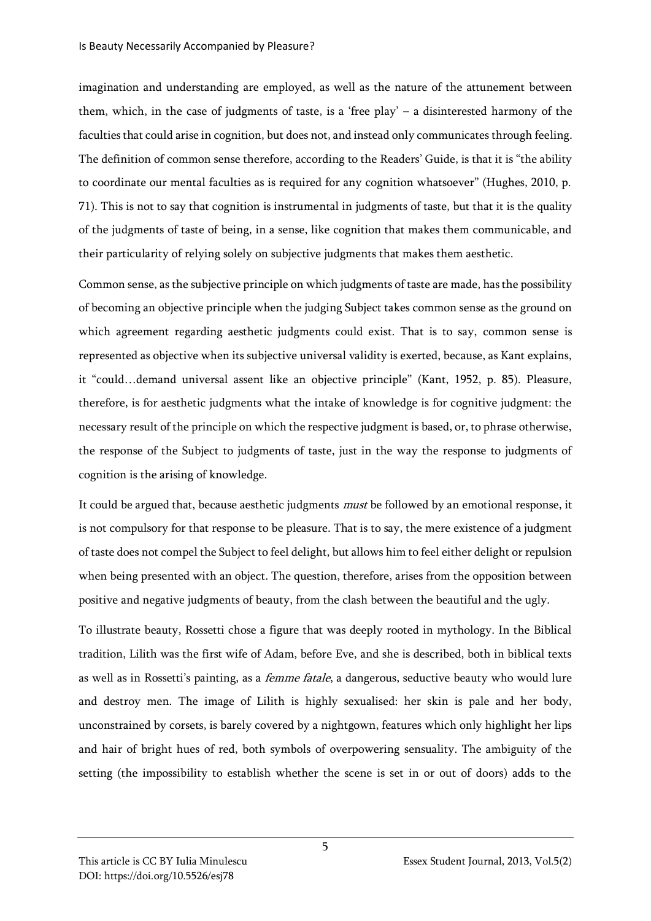imagination and understanding are employed, as well as the nature of the attunement between them, which, in the case of judgments of taste, is a 'free play' – a disinterested harmony of the faculties that could arise in cognition, but does not, and instead only communicates through feeling. The definition of common sense therefore, according to the Readers' Guide, is that it is "the ability to coordinate our mental faculties as is required for any cognition whatsoever" (Hughes, 2010, p. 71). This is not to say that cognition is instrumental in judgments of taste, but that it is the quality of the judgments of taste of being, in a sense, like cognition that makes them communicable, and their particularity of relying solely on subjective judgments that makes them aesthetic.

Common sense, as the subjective principle on which judgments of taste are made, has the possibility of becoming an objective principle when the judging Subject takes common sense as the ground on which agreement regarding aesthetic judgments could exist. That is to say, common sense is represented as objective when its subjective universal validity is exerted, because, as Kant explains, it "could…demand universal assent like an objective principle" (Kant, 1952, p. 85). Pleasure, therefore, is for aesthetic judgments what the intake of knowledge is for cognitive judgment: the necessary result of the principle on which the respective judgment is based, or, to phrase otherwise, the response of the Subject to judgments of taste, just in the way the response to judgments of cognition is the arising of knowledge.

It could be argued that, because aesthetic judgments *must* be followed by an emotional response, it is not compulsory for that response to be pleasure. That is to say, the mere existence of a judgment of taste does not compel the Subject to feel delight, but allows him to feel either delight or repulsion when being presented with an object. The question, therefore, arises from the opposition between positive and negative judgments of beauty, from the clash between the beautiful and the ugly.

To illustrate beauty, Rossetti chose a figure that was deeply rooted in mythology. In the Biblical tradition, Lilith was the first wife of Adam, before Eve, and she is described, both in biblical texts as well as in Rossetti's painting, as a *femme fatale*, a dangerous, seductive beauty who would lure and destroy men. The image of Lilith is highly sexualised: her skin is pale and her body, unconstrained by corsets, is barely covered by a nightgown, features which only highlight her lips and hair of bright hues of red, both symbols of overpowering sensuality. The ambiguity of the setting (the impossibility to establish whether the scene is set in or out of doors) adds to the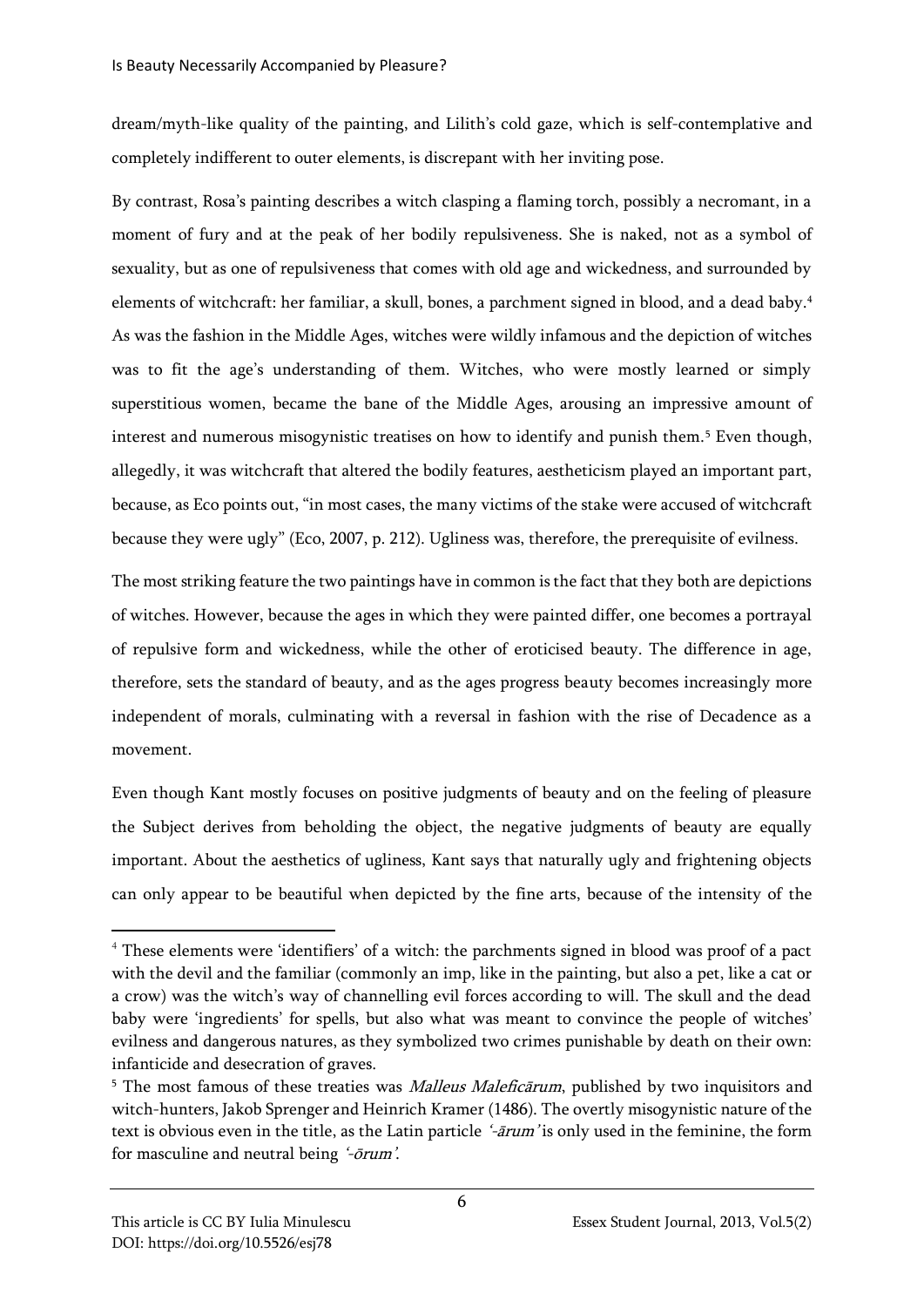dream/myth-like quality of the painting, and Lilith's cold gaze, which is self-contemplative and completely indifferent to outer elements, is discrepant with her inviting pose.

By contrast, Rosa's painting describes a witch clasping a flaming torch, possibly a necromant, in a moment of fury and at the peak of her bodily repulsiveness. She is naked, not as a symbol of sexuality, but as one of repulsiveness that comes with old age and wickedness, and surrounded by elements of witchcraft: her familiar, a skull, bones, a parchment signed in blood, and a dead baby.[4] As was the fashion in the Middle Ages, witches were wildly infamous and the depiction of witches was to fit the age's understanding of them. Witches, who were mostly learned or simply superstitious women, became the bane of the Middle Ages, arousing an impressive amount of interest and numerous misogynistic treatises on how to identify and punish them.[5] Even though, allegedly, it was witchcraft that altered the bodily features, aestheticism played an important part, because, as Eco points out, "in most cases, the many victims of the stake were accused of witchcraft because they were ugly" (Eco, 2007, p. 212). Ugliness was, therefore, the prerequisite of evilness.

The most striking feature the two paintings have in common is the fact that they both are depictions of witches. However, because the ages in which they were painted differ, one becomes a portrayal of repulsive form and wickedness, while the other of eroticised beauty. The difference in age, therefore, sets the standard of beauty, and as the ages progress beauty becomes increasingly more independent of morals, culminating with a reversal in fashion with the rise of Decadence as a movement.

Even though Kant mostly focuses on positive judgments of beauty and on the feeling of pleasure the Subject derives from beholding the object, the negative judgments of beauty are equally important. About the aesthetics of ugliness, Kant says that naturally ugly and frightening objects can only appear to be beautiful when depicted by the fine arts, because of the intensity of the

---

[4] These elements were 'identifiers' of a witch: the parchments signed in blood was proof of a pact with the devil and the familiar (commonly an imp, like in the painting, but also a pet, like a cat or a crow) was the witch's way of channelling evil forces according to will. The skull and the dead baby were 'ingredients' for spells, but also what was meant to convince the people of witches' evilness and dangerous natures, as they symbolized two crimes punishable by death on their own: infanticide and desecration of graves.

[5] The most famous of these treaties was *Malleus Maleficārum*, published by two inquisitors and witch-hunters, Jakob Sprenger and Heinrich Kramer (1486). The overtly misogynistic nature of the text is obvious even in the title, as the Latin particle *'-ārum'* is only used in the feminine, the form for masculine and neutral being *'-ōrum'*.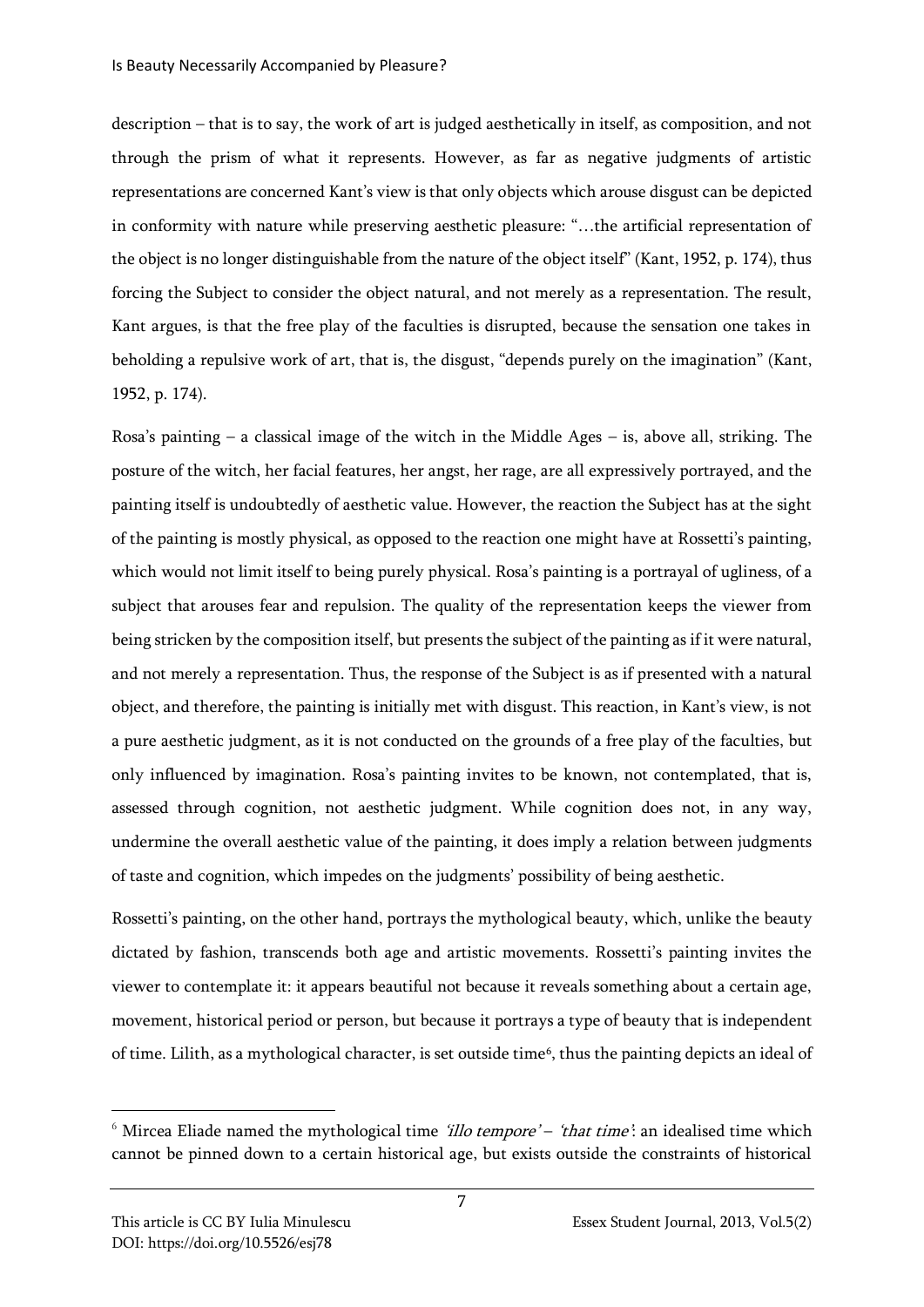description – that is to say, the work of art is judged aesthetically in itself, as composition, and not through the prism of what it represents. However, as far as negative judgments of artistic representations are concerned Kant's view is that only objects which arouse disgust can be depicted in conformity with nature while preserving aesthetic pleasure: "…the artificial representation of the object is no longer distinguishable from the nature of the object itself" (Kant, 1952, p. 174), thus forcing the Subject to consider the object natural, and not merely as a representation. The result, Kant argues, is that the free play of the faculties is disrupted, because the sensation one takes in beholding a repulsive work of art, that is, the disgust, "depends purely on the imagination" (Kant, 1952, p. 174).

Rosa's painting – a classical image of the witch in the Middle Ages – is, above all, striking. The posture of the witch, her facial features, her angst, her rage, are all expressively portrayed, and the painting itself is undoubtedly of aesthetic value. However, the reaction the Subject has at the sight of the painting is mostly physical, as opposed to the reaction one might have at Rossetti's painting, which would not limit itself to being purely physical. Rosa's painting is a portrayal of ugliness, of a subject that arouses fear and repulsion. The quality of the representation keeps the viewer from being stricken by the composition itself, but presents the subject of the painting as if it were natural, and not merely a representation. Thus, the response of the Subject is as if presented with a natural object, and therefore, the painting is initially met with disgust. This reaction, in Kant's view, is not a pure aesthetic judgment, as it is not conducted on the grounds of a free play of the faculties, but only influenced by imagination. Rosa's painting invites to be known, not contemplated, that is, assessed through cognition, not aesthetic judgment. While cognition does not, in any way, undermine the overall aesthetic value of the painting, it does imply a relation between judgments of taste and cognition, which impedes on the judgments' possibility of being aesthetic.

Rossetti's painting, on the other hand, portrays the mythological beauty, which, unlike the beauty dictated by fashion, transcends both age and artistic movements. Rossetti's painting invites the viewer to contemplate it: it appears beautiful not because it reveals something about a certain age, movement, historical period or person, but because it portrays a type of beauty that is independent of time. Lilith, as a mythological character, is set outside time[6], thus the painting depicts an ideal of

---

[6] Mircea Eliade named the mythological time *'illo tempore'* – *'that time'*: an idealised time which cannot be pinned down to a certain historical age, but exists outside the constraints of historical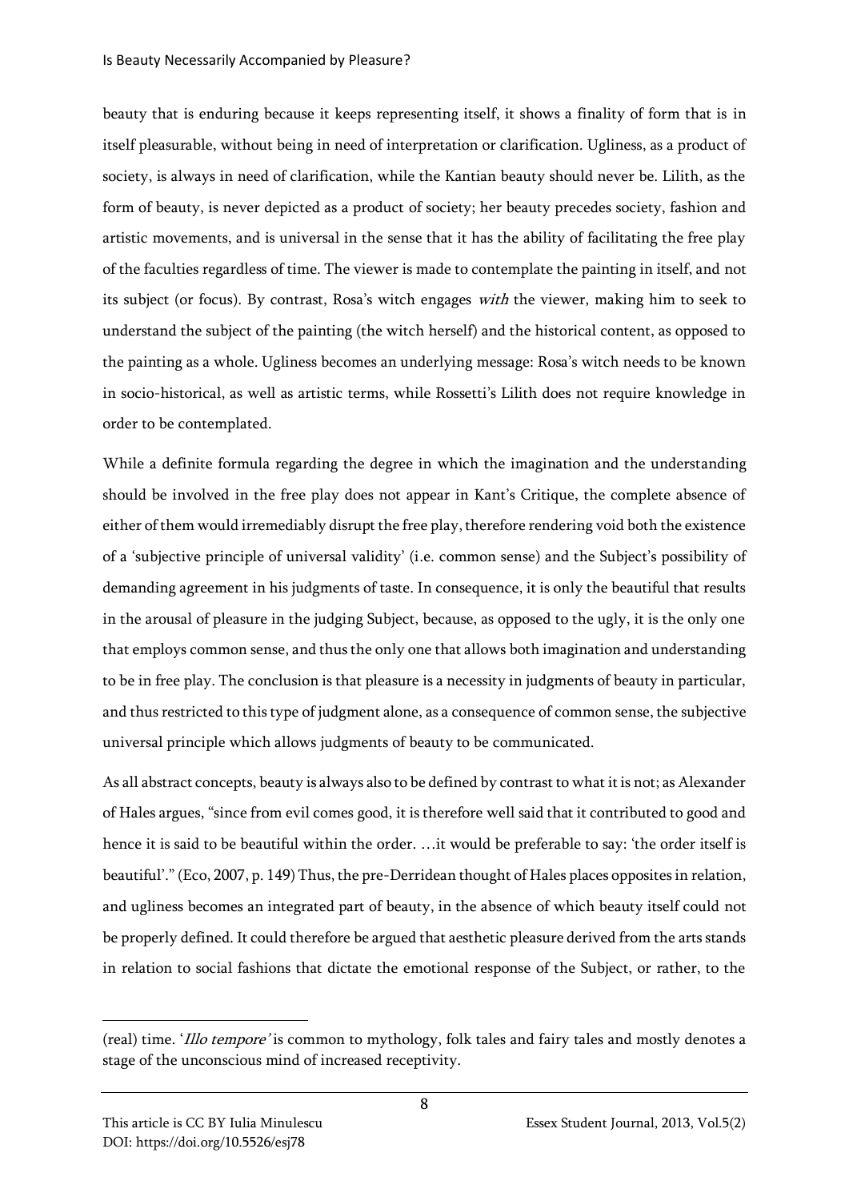beauty that is enduring because it keeps representing itself, it shows a finality of form that is in itself pleasurable, without being in need of interpretation or clarification. Ugliness, as a product of society, is always in need of clarification, while the Kantian beauty should never be. Lilith, as the form of beauty, is never depicted as a product of society; her beauty precedes society, fashion and artistic movements, and is universal in the sense that it has the ability of facilitating the free play of the faculties regardless of time. The viewer is made to contemplate the painting in itself, and not its subject (or focus). By contrast, Rosa's witch engages *with* the viewer, making him to seek to understand the subject of the painting (the witch herself) and the historical content, as opposed to the painting as a whole. Ugliness becomes an underlying message: Rosa's witch needs to be known in socio-historical, as well as artistic terms, while Rossetti's Lilith does not require knowledge in order to be contemplated.

While a definite formula regarding the degree in which the imagination and the understanding should be involved in the free play does not appear in Kant's Critique, the complete absence of either of them would irremediably disrupt the free play, therefore rendering void both the existence of a 'subjective principle of universal validity' (i.e. common sense) and the Subject's possibility of demanding agreement in his judgments of taste. In consequence, it is only the beautiful that results in the arousal of pleasure in the judging Subject, because, as opposed to the ugly, it is the only one that employs common sense, and thus the only one that allows both imagination and understanding to be in free play. The conclusion is that pleasure is a necessity in judgments of beauty in particular, and thus restricted to this type of judgment alone, as a consequence of common sense, the subjective universal principle which allows judgments of beauty to be communicated.

As all abstract concepts, beauty is always also to be defined by contrast to what it is not; as Alexander of Hales argues, "since from evil comes good, it is therefore well said that it contributed to good and hence it is said to be beautiful within the order. …it would be preferable to say: 'the order itself is beautiful'." (Eco, 2007, p. 149) Thus, the pre-Derridean thought of Hales places opposites in relation, and ugliness becomes an integrated part of beauty, in the absence of which beauty itself could not be properly defined. It could therefore be argued that aesthetic pleasure derived from the arts stands in relation to social fashions that dictate the emotional response of the Subject, or rather, to the

---

(real) time. '*Illo tempore*' is common to mythology, folk tales and fairy tales and mostly denotes a stage of the unconscious mind of increased receptivity.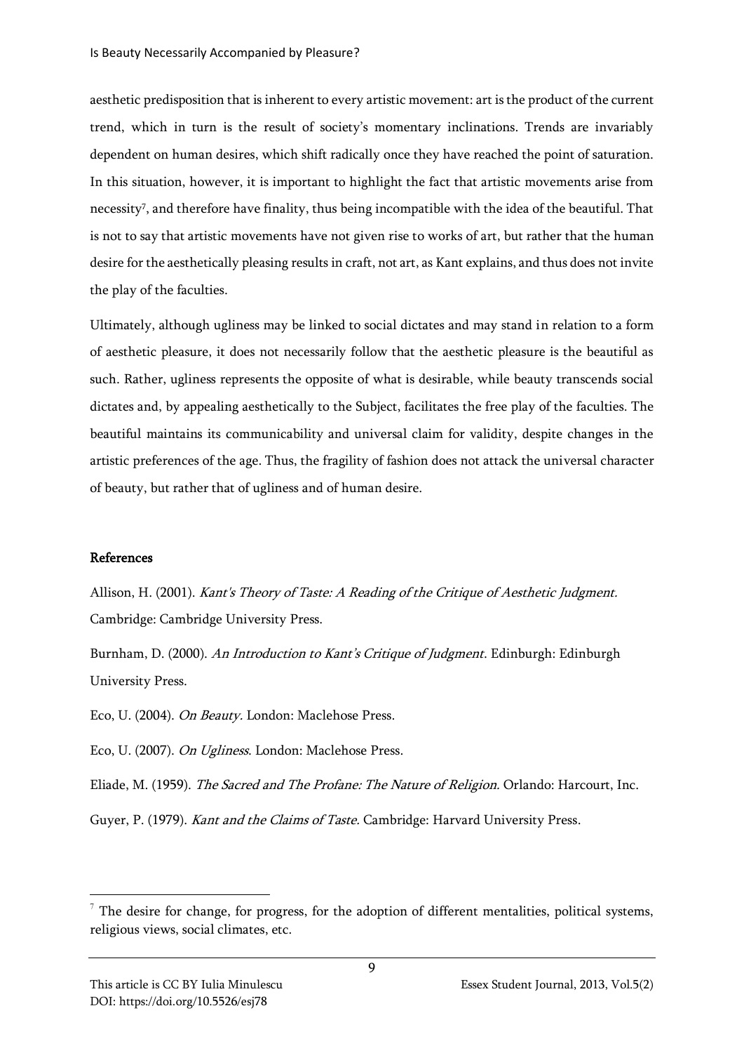aesthetic predisposition that is inherent to every artistic movement: art is the product of the current trend, which in turn is the result of society's momentary inclinations. Trends are invariably dependent on human desires, which shift radically once they have reached the point of saturation. In this situation, however, it is important to highlight the fact that artistic movements arise from necessity[7], and therefore have finality, thus being incompatible with the idea of the beautiful. That is not to say that artistic movements have not given rise to works of art, but rather that the human desire for the aesthetically pleasing results in craft, not art, as Kant explains, and thus does not invite the play of the faculties.

Ultimately, although ugliness may be linked to social dictates and may stand in relation to a form of aesthetic pleasure, it does not necessarily follow that the aesthetic pleasure is the beautiful as such. Rather, ugliness represents the opposite of what is desirable, while beauty transcends social dictates and, by appealing aesthetically to the Subject, facilitates the free play of the faculties. The beautiful maintains its communicability and universal claim for validity, despite changes in the artistic preferences of the age. Thus, the fragility of fashion does not attack the universal character of beauty, but rather that of ugliness and of human desire.

## References

Allison, H. (2001). *Kant's Theory of Taste: A Reading of the Critique of Aesthetic Judgment.* Cambridge: Cambridge University Press.

Burnham, D. (2000). *An Introduction to Kant's Critique of Judgment*. Edinburgh: Edinburgh University Press.

Eco, U. (2004). *On Beauty.* London: Maclehose Press.

Eco, U. (2007). *On Ugliness*. London: Maclehose Press.

Eliade, M. (1959). *The Sacred and The Profane: The Nature of Religion.* Orlando: Harcourt, Inc.

Guyer, P. (1979). *Kant and the Claims of Taste.* Cambridge: Harvard University Press.

[7] The desire for change, for progress, for the adoption of different mentalities, political systems, religious views, social climates, etc.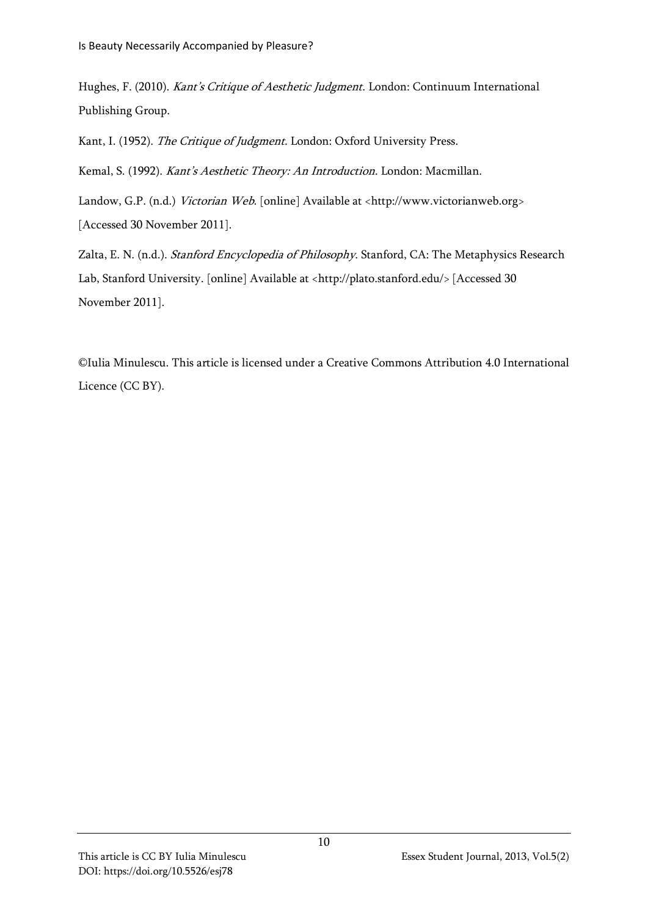Hughes, F. (2010). *Kant's Critique of Aesthetic Judgment*. London: Continuum International Publishing Group.

Kant, I. (1952). *The Critique of Judgment*. London: Oxford University Press.

Kemal, S. (1992). *Kant's Aesthetic Theory: An Introduction.* London: Macmillan.

Landow, G.P. (n.d.) *Victorian Web*. [online] Available at <http://www.victorianweb.org> [Accessed 30 November 2011].

Zalta, E. N. (n.d.). *Stanford Encyclopedia of Philosophy*. Stanford, CA: The Metaphysics Research Lab, Stanford University. [online] Available at <http://plato.stanford.edu/> [Accessed 30 November 2011].

©Iulia Minulescu. This article is licensed under a Creative Commons Attribution 4.0 International Licence (CC BY).